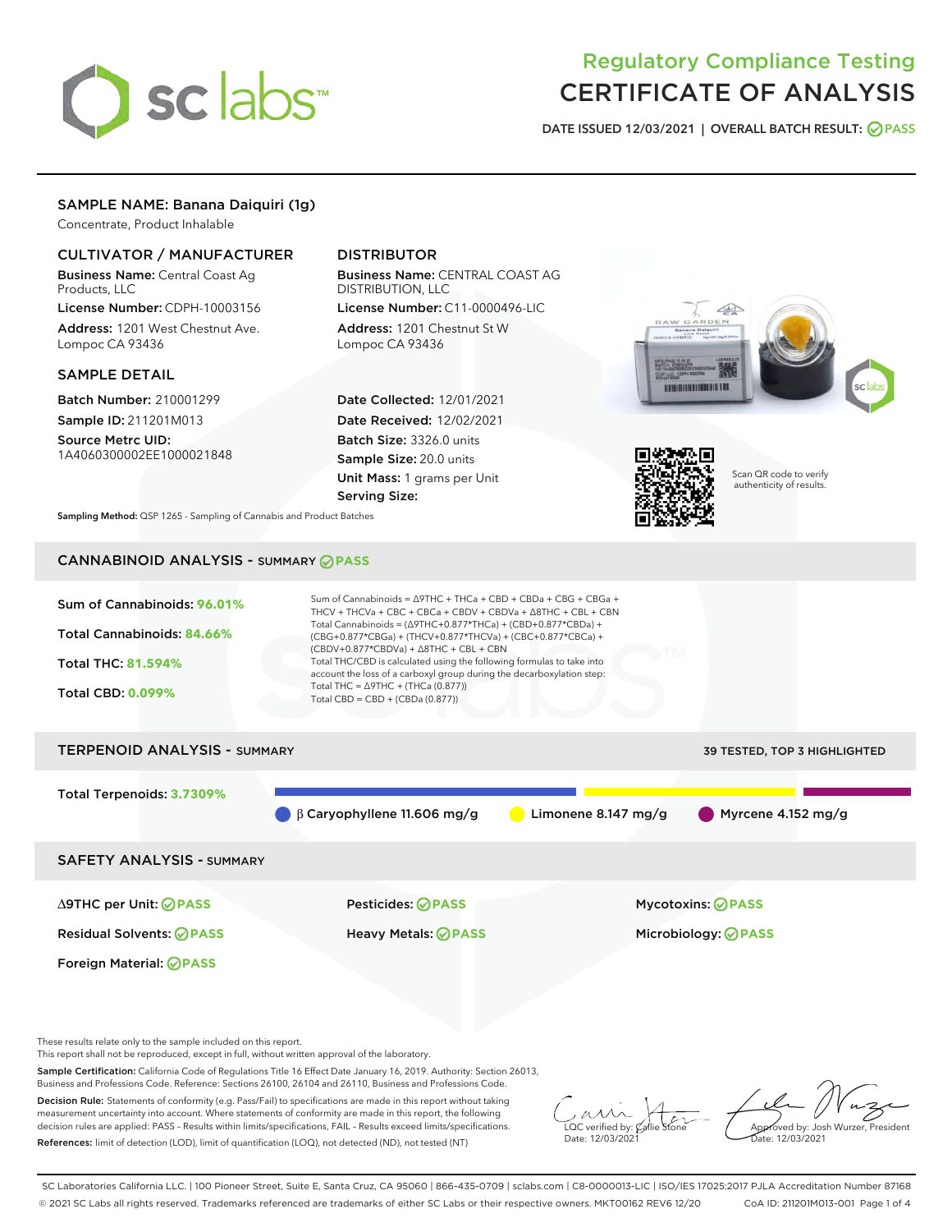# Regulatory Compliance Testing
# CERTIFICATE OF ANALYSIS

DATE ISSUED 12/03/2021 | OVERALL BATCH RESULT: PASS

## SAMPLE NAME: Banana Daiquiri (1g)

Concentrate, Product Inhalable

### CULTIVATOR / MANUFACTURER

**Business Name:** Central Coast Ag Products, LLC
**License Number:** CDPH-10003156
**Address:** 1201 West Chestnut Ave. Lompoc CA 93436

### DISTRIBUTOR

**Business Name:** CENTRAL COAST AG DISTRIBUTION, LLC
**License Number:** C11-0000496-LIC
**Address:** 1201 Chestnut St W Lompoc CA 93436

### SAMPLE DETAIL

**Batch Number:** 210001299
**Sample ID:** 211201M013
**Source Metrc UID:** 1A4060300002EE1000021848

**Date Collected:** 12/01/2021
**Date Received:** 12/02/2021
**Batch Size:** 3326.0 units
**Sample Size:** 20.0 units
**Unit Mass:** 1 grams per Unit
**Serving Size:**

Scan QR code to verify authenticity of results.

**Sampling Method:** QSP 1265 - Sampling of Cannabis and Product Batches

## CANNABINOID ANALYSIS - SUMMARY PASS

Sum of Cannabinoids: **96.01%**
Total Cannabinoids: **84.66%**
Total THC: **81.594%**
Total CBD: **0.099%**

Sum of Cannabinoids = Δ9THC + THCa + CBD + CBDa + CBG + CBGa + THCV + THCVa + CBC + CBCa + CBDV + CBDVa + Δ8THC + CBL + CBN
Total Cannabinoids = (Δ9THC+0.877*THCa) + (CBD+0.877*CBDa) + (CBG+0.877*CBGa) + (THCV+0.877*THCVa) + (CBC+0.877*CBCa) + (CBDV+0.877*CBDVa) + Δ8THC + CBL + CBN
Total THC/CBD is calculated using the following formulas to take into account the loss of a carboxyl group during the decarboxylation step:
Total THC = Δ9THC + (THCa (0.877))
Total CBD = CBD + (CBDa (0.877))

## TERPENOID ANALYSIS - SUMMARY

39 TESTED, TOP 3 HIGHLIGHTED

Total Terpenoids: **3.7309%**

β Caryophyllene 11.606 mg/g | Limonene 8.147 mg/g | Myrcene 4.152 mg/g

## SAFETY ANALYSIS - SUMMARY

| | | |
|---|---|---|
| Δ9THC per Unit: PASS | Pesticides: PASS | Mycotoxins: PASS |
| Residual Solvents: PASS | Heavy Metals: PASS | Microbiology: PASS |
| Foreign Material: PASS | | |

These results relate only to the sample included on this report.
This report shall not be reproduced, except in full, without written approval of the laboratory.

**Sample Certification:** California Code of Regulations Title 16 Effect Date January 16, 2019. Authority: Section 26013, Business and Professions Code. Reference: Sections 26100, 26104 and 26110, Business and Professions Code.

**Decision Rule:** Statements of conformity (e.g. Pass/Fail) to specifications are made in this report without taking measurement uncertainty into account. Where statements of conformity are made in this report, the following decision rules are applied: PASS – Results within limits/specifications, FAIL – Results exceed limits/specifications.

**References:** limit of detection (LOD), limit of quantification (LOQ), not detected (ND), not tested (NT)

LQC verified by: Callie Stone
Date: 12/03/2021

Approved by: Josh Wurzer, President
Date: 12/03/2021

SC Laboratories California LLC. | 100 Pioneer Street, Suite E, Santa Cruz, CA 95060 | 866-435-0709 | sclabs.com | C8-0000013-LIC | ISO/IES 17025:2017 PJLA Accreditation Number 87168
© 2021 SC Labs all rights reserved. Trademarks referenced are trademarks of either SC Labs or their respective owners. MKT00162 REV6 12/20 CoA ID: 211201M013-001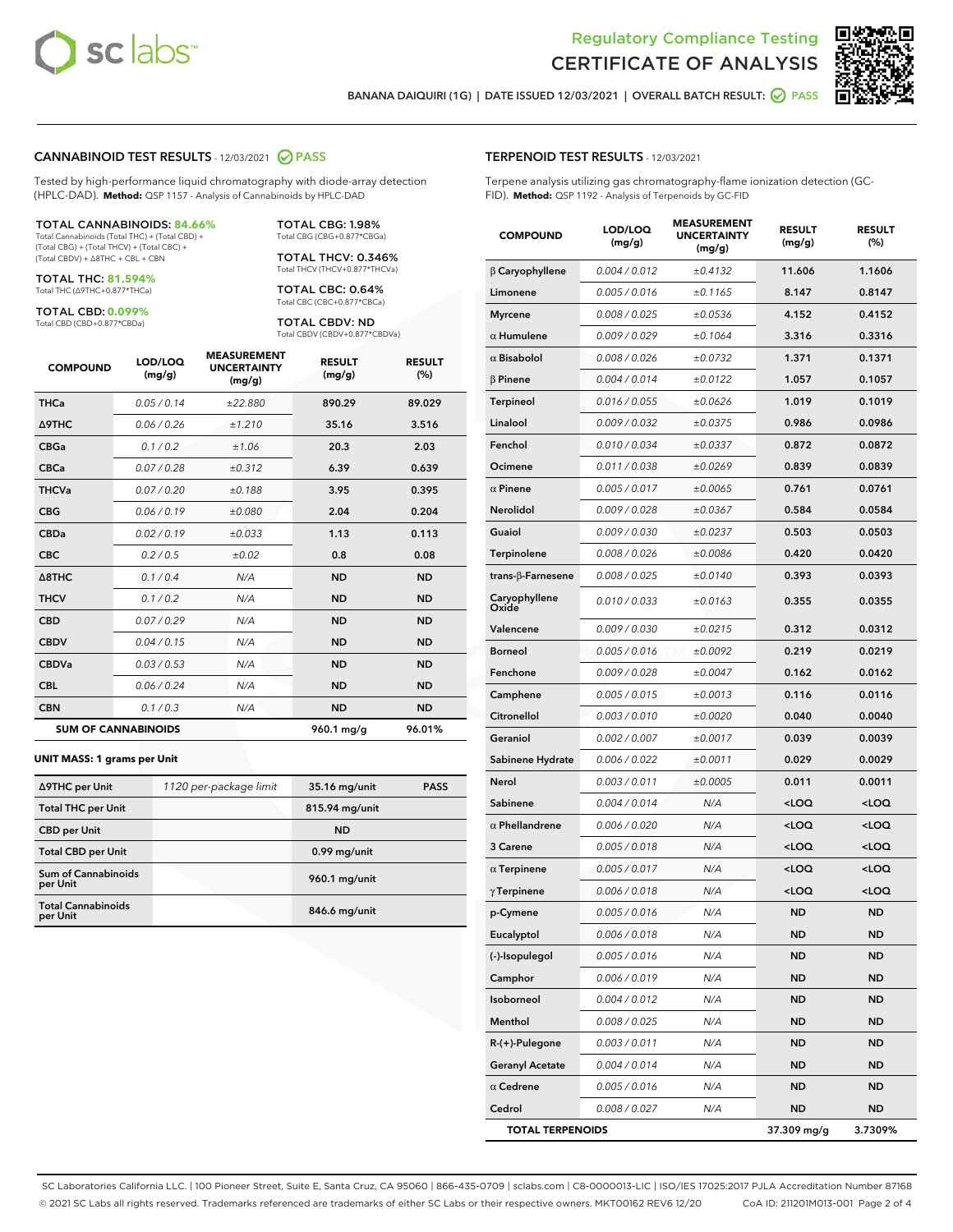# Regulatory Compliance Testing
# CERTIFICATE OF ANALYSIS

BANANA DAIQUIRI (1G) | DATE ISSUED 12/03/2021 | OVERALL BATCH RESULT: PASS

## CANNABINOID TEST RESULTS - 12/03/2021 PASS

Tested by high-performance liquid chromatography with diode-array detection (HPLC-DAD). **Method:** QSP 1157 - Analysis of Cannabinoids by HPLC-DAD

**TOTAL CANNABINOIDS: 84.66%**
Total Cannabinoids (Total THC) + (Total CBD) + (Total CBG) + (Total THCV) + (Total CBC) + (Total CBDV) + Δ8THC + CBL + CBN

**TOTAL THC: 81.594%**
Total THC (Δ9THC+0.877*THCa)

**TOTAL CBD: 0.099%**
Total CBD (CBD+0.877*CBDa)

**TOTAL CBG: 1.98%**
Total CBG (CBG+0.877*CBGa)

**TOTAL THCV: 0.346%**
Total THCV (THCV+0.877*THCVa)

**TOTAL CBC: 0.64%**
Total CBC (CBC+0.877*CBCa)

**TOTAL CBDV: ND**
Total CBDV (CBDV+0.877*CBDVa)

| COMPOUND | LOD/LOQ (mg/g) | MEASUREMENT UNCERTAINTY (mg/g) | RESULT (mg/g) | RESULT (%) |
|---|---|---|---|---|
| THCa | 0.05 / 0.14 | ±22.880 | 890.29 | 89.029 |
| Δ9THC | 0.06 / 0.26 | ±1.210 | 35.16 | 3.516 |
| CBGa | 0.1 / 0.2 | ±1.06 | 20.3 | 2.03 |
| CBCa | 0.07 / 0.28 | ±0.312 | 6.39 | 0.639 |
| THCVa | 0.07 / 0.20 | ±0.188 | 3.95 | 0.395 |
| CBG | 0.06 / 0.19 | ±0.080 | 2.04 | 0.204 |
| CBDa | 0.02 / 0.19 | ±0.033 | 1.13 | 0.113 |
| CBC | 0.2 / 0.5 | ±0.02 | 0.8 | 0.08 |
| Δ8THC | 0.1 / 0.4 | N/A | ND | ND |
| THCV | 0.1 / 0.2 | N/A | ND | ND |
| CBD | 0.07 / 0.29 | N/A | ND | ND |
| CBDV | 0.04 / 0.15 | N/A | ND | ND |
| CBDVa | 0.03 / 0.53 | N/A | ND | ND |
| CBL | 0.06 / 0.24 | N/A | ND | ND |
| CBN | 0.1 / 0.3 | N/A | ND | ND |
| **SUM OF CANNABINOIDS** | | | **960.1 mg/g** | **96.01%** |

### UNIT MASS: 1 grams per Unit

| | | | |
|---|---|---|---|
| Δ9THC per Unit | 1120 per-package limit | 35.16 mg/unit | PASS |
| Total THC per Unit | | 815.94 mg/unit | |
| CBD per Unit | | ND | |
| Total CBD per Unit | | 0.99 mg/unit | |
| Sum of Cannabinoids per Unit | | 960.1 mg/unit | |
| Total Cannabinoids per Unit | | 846.6 mg/unit | |

## TERPENOID TEST RESULTS - 12/03/2021

Terpene analysis utilizing gas chromatography-flame ionization detection (GC-FID). **Method:** QSP 1192 - Analysis of Terpenoids by GC-FID

| COMPOUND | LOD/LOQ (mg/g) | MEASUREMENT UNCERTAINTY (mg/g) | RESULT (mg/g) | RESULT (%) |
|---|---|---|---|---|
| β Caryophyllene | 0.004 / 0.012 | ±0.4132 | 11.606 | 1.1606 |
| Limonene | 0.005 / 0.016 | ±0.1165 | 8.147 | 0.8147 |
| Myrcene | 0.008 / 0.025 | ±0.0536 | 4.152 | 0.4152 |
| α Humulene | 0.009 / 0.029 | ±0.1064 | 3.316 | 0.3316 |
| α Bisabolol | 0.008 / 0.026 | ±0.0732 | 1.371 | 0.1371 |
| β Pinene | 0.004 / 0.014 | ±0.0122 | 1.057 | 0.1057 |
| Terpineol | 0.016 / 0.055 | ±0.0626 | 1.019 | 0.1019 |
| Linalool | 0.009 / 0.032 | ±0.0375 | 0.986 | 0.0986 |
| Fenchol | 0.010 / 0.034 | ±0.0337 | 0.872 | 0.0872 |
| Ocimene | 0.011 / 0.038 | ±0.0269 | 0.839 | 0.0839 |
| α Pinene | 0.005 / 0.017 | ±0.0065 | 0.761 | 0.0761 |
| Nerolidol | 0.009 / 0.028 | ±0.0367 | 0.584 | 0.0584 |
| Guaiol | 0.009 / 0.030 | ±0.0237 | 0.503 | 0.0503 |
| Terpinolene | 0.008 / 0.026 | ±0.0086 | 0.420 | 0.0420 |
| trans-β-Farnesene | 0.008 / 0.025 | ±0.0140 | 0.393 | 0.0393 |
| Caryophyllene Oxide | 0.010 / 0.033 | ±0.0163 | 0.355 | 0.0355 |
| Valencene | 0.009 / 0.030 | ±0.0215 | 0.312 | 0.0312 |
| Borneol | 0.005 / 0.016 | ±0.0092 | 0.219 | 0.0219 |
| Fenchone | 0.009 / 0.028 | ±0.0047 | 0.162 | 0.0162 |
| Camphene | 0.005 / 0.015 | ±0.0013 | 0.116 | 0.0116 |
| Citronellol | 0.003 / 0.010 | ±0.0020 | 0.040 | 0.0040 |
| Geraniol | 0.002 / 0.007 | ±0.0017 | 0.039 | 0.0039 |
| Sabinene Hydrate | 0.006 / 0.022 | ±0.0011 | 0.029 | 0.0029 |
| Nerol | 0.003 / 0.011 | ±0.0005 | 0.011 | 0.0011 |
| Sabinene | 0.004 / 0.014 | N/A | <LOQ | <LOQ |
| α Phellandrene | 0.006 / 0.020 | N/A | <LOQ | <LOQ |
| 3 Carene | 0.005 / 0.018 | N/A | <LOQ | <LOQ |
| α Terpinene | 0.005 / 0.017 | N/A | <LOQ | <LOQ |
| γ Terpinene | 0.006 / 0.018 | N/A | <LOQ | <LOQ |
| p-Cymene | 0.005 / 0.016 | N/A | ND | ND |
| Eucalyptol | 0.006 / 0.018 | N/A | ND | ND |
| (-)-Isopulegol | 0.005 / 0.016 | N/A | ND | ND |
| Camphor | 0.006 / 0.019 | N/A | ND | ND |
| Isoborneol | 0.004 / 0.012 | N/A | ND | ND |
| Menthol | 0.008 / 0.025 | N/A | ND | ND |
| R-(+)-Pulegone | 0.003 / 0.011 | N/A | ND | ND |
| Geranyl Acetate | 0.004 / 0.014 | N/A | ND | ND |
| α Cedrene | 0.005 / 0.016 | N/A | ND | ND |
| Cedrol | 0.008 / 0.027 | N/A | ND | ND |
| **TOTAL TERPENOIDS** | | | **37.309 mg/g** | **3.7309%** |

SC Laboratories California LLC. | 100 Pioneer Street, Suite E, Santa Cruz, CA 95060 | 866-435-0709 | sclabs.com | C8-0000013-LIC | ISO/IES 17025:2017 PJLA Accreditation Number 87168
© 2021 SC Labs all rights reserved. Trademarks referenced are trademarks of either SC Labs or their respective owners. MKT00162 REV6 12/20 CoA ID: 211201M013-001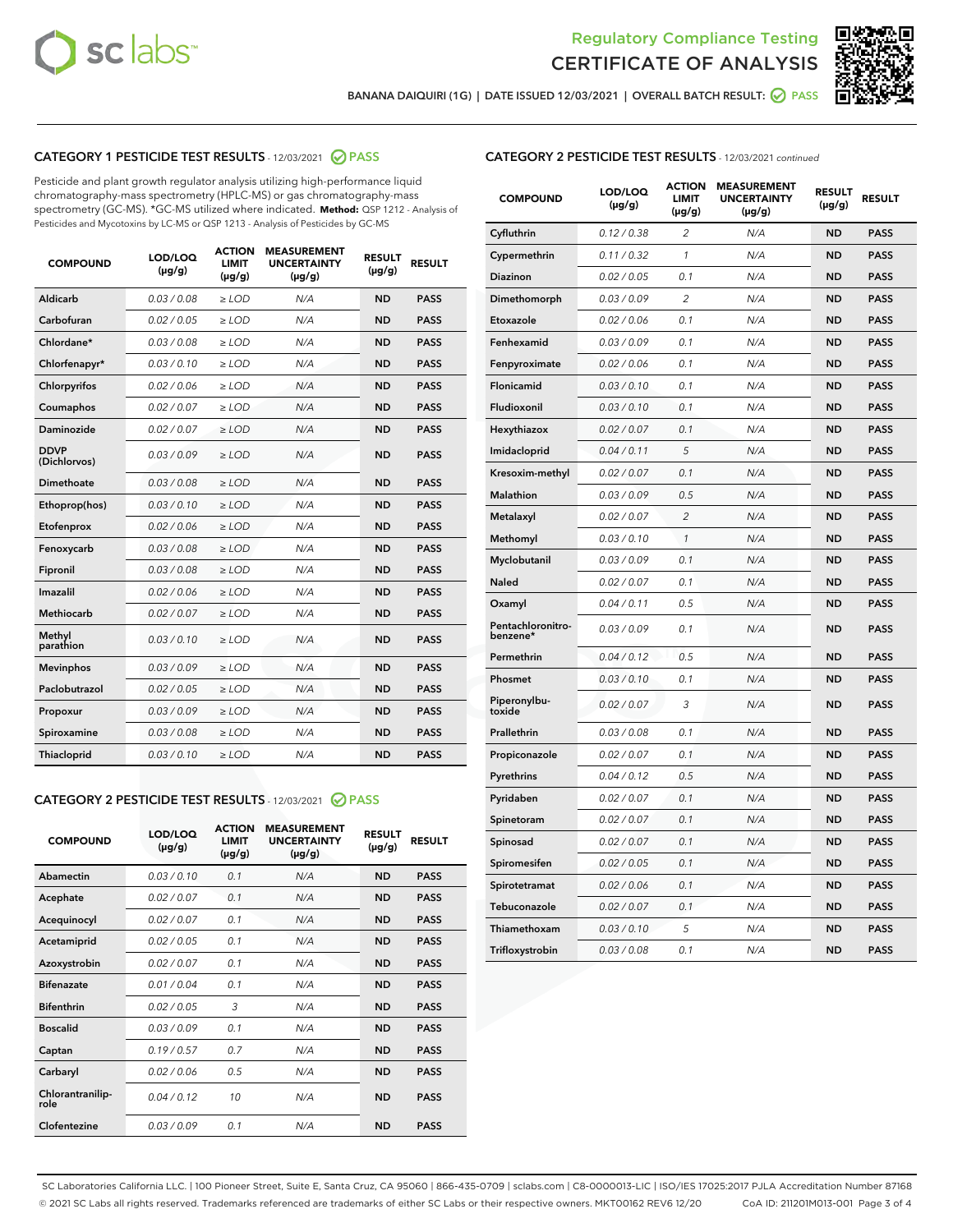# Regulatory Compliance Testing
# CERTIFICATE OF ANALYSIS

BANANA DAIQUIRI (1G) | DATE ISSUED 12/03/2021 | OVERALL BATCH RESULT: PASS

## CATEGORY 1 PESTICIDE TEST RESULTS - 12/03/2021 PASS

Pesticide and plant growth regulator analysis utilizing high-performance liquid chromatography-mass spectrometry (HPLC-MS) or gas chromatography-mass spectrometry (GC-MS). *GC-MS utilized where indicated. **Method:** QSP 1212 - Analysis of Pesticides and Mycotoxins by LC-MS or QSP 1213 - Analysis of Pesticides by GC-MS

| COMPOUND | LOD/LOQ (µg/g) | ACTION LIMIT (µg/g) | MEASUREMENT UNCERTAINTY (µg/g) | RESULT (µg/g) | RESULT |
|---|---|---|---|---|---|
| Aldicarb | 0.03 / 0.08 | ≥ LOD | N/A | ND | PASS |
| Carbofuran | 0.02 / 0.05 | ≥ LOD | N/A | ND | PASS |
| Chlordane* | 0.03 / 0.08 | ≥ LOD | N/A | ND | PASS |
| Chlorfenapyr* | 0.03 / 0.10 | ≥ LOD | N/A | ND | PASS |
| Chlorpyrifos | 0.02 / 0.06 | ≥ LOD | N/A | ND | PASS |
| Coumaphos | 0.02 / 0.07 | ≥ LOD | N/A | ND | PASS |
| Daminozide | 0.02 / 0.07 | ≥ LOD | N/A | ND | PASS |
| DDVP (Dichlorvos) | 0.03 / 0.09 | ≥ LOD | N/A | ND | PASS |
| Dimethoate | 0.03 / 0.08 | ≥ LOD | N/A | ND | PASS |
| Ethoprop(hos) | 0.03 / 0.10 | ≥ LOD | N/A | ND | PASS |
| Etofenprox | 0.02 / 0.06 | ≥ LOD | N/A | ND | PASS |
| Fenoxycarb | 0.03 / 0.08 | ≥ LOD | N/A | ND | PASS |
| Fipronil | 0.03 / 0.08 | ≥ LOD | N/A | ND | PASS |
| Imazalil | 0.02 / 0.06 | ≥ LOD | N/A | ND | PASS |
| Methiocarb | 0.02 / 0.07 | ≥ LOD | N/A | ND | PASS |
| Methyl parathion | 0.03 / 0.10 | ≥ LOD | N/A | ND | PASS |
| Mevinphos | 0.03 / 0.09 | ≥ LOD | N/A | ND | PASS |
| Paclobutrazol | 0.02 / 0.05 | ≥ LOD | N/A | ND | PASS |
| Propoxur | 0.03 / 0.09 | ≥ LOD | N/A | ND | PASS |
| Spiroxamine | 0.03 / 0.08 | ≥ LOD | N/A | ND | PASS |
| Thiacloprid | 0.03 / 0.10 | ≥ LOD | N/A | ND | PASS |

## CATEGORY 2 PESTICIDE TEST RESULTS - 12/03/2021 PASS

| COMPOUND | LOD/LOQ (µg/g) | ACTION LIMIT (µg/g) | MEASUREMENT UNCERTAINTY (µg/g) | RESULT (µg/g) | RESULT |
|---|---|---|---|---|---|
| Abamectin | 0.03 / 0.10 | 0.1 | N/A | ND | PASS |
| Acephate | 0.02 / 0.07 | 0.1 | N/A | ND | PASS |
| Acequinocyl | 0.02 / 0.07 | 0.1 | N/A | ND | PASS |
| Acetamiprid | 0.02 / 0.05 | 0.1 | N/A | ND | PASS |
| Azoxystrobin | 0.02 / 0.07 | 0.1 | N/A | ND | PASS |
| Bifenazate | 0.01 / 0.04 | 0.1 | N/A | ND | PASS |
| Bifenthrin | 0.02 / 0.05 | 3 | N/A | ND | PASS |
| Boscalid | 0.03 / 0.09 | 0.1 | N/A | ND | PASS |
| Captan | 0.19 / 0.57 | 0.7 | N/A | ND | PASS |
| Carbaryl | 0.02 / 0.06 | 0.5 | N/A | ND | PASS |
| Chlorantraniliprole | 0.04 / 0.12 | 10 | N/A | ND | PASS |
| Clofentezine | 0.03 / 0.09 | 0.1 | N/A | ND | PASS |
| Cyfluthrin | 0.12 / 0.38 | 2 | N/A | ND | PASS |
| Cypermethrin | 0.11 / 0.32 | 1 | N/A | ND | PASS |
| Diazinon | 0.02 / 0.05 | 0.1 | N/A | ND | PASS |
| Dimethomorph | 0.03 / 0.09 | 2 | N/A | ND | PASS |
| Etoxazole | 0.02 / 0.06 | 0.1 | N/A | ND | PASS |
| Fenhexamid | 0.03 / 0.09 | 0.1 | N/A | ND | PASS |
| Fenpyroximate | 0.02 / 0.06 | 0.1 | N/A | ND | PASS |
| Flonicamid | 0.03 / 0.10 | 0.1 | N/A | ND | PASS |
| Fludioxonil | 0.03 / 0.10 | 0.1 | N/A | ND | PASS |
| Hexythiazox | 0.02 / 0.07 | 0.1 | N/A | ND | PASS |
| Imidacloprid | 0.04 / 0.11 | 5 | N/A | ND | PASS |
| Kresoxim-methyl | 0.02 / 0.07 | 0.1 | N/A | ND | PASS |
| Malathion | 0.03 / 0.09 | 0.5 | N/A | ND | PASS |
| Metalaxyl | 0.02 / 0.07 | 2 | N/A | ND | PASS |
| Methomyl | 0.03 / 0.10 | 1 | N/A | ND | PASS |
| Myclobutanil | 0.03 / 0.09 | 0.1 | N/A | ND | PASS |
| Naled | 0.02 / 0.07 | 0.1 | N/A | ND | PASS |
| Oxamyl | 0.04 / 0.11 | 0.5 | N/A | ND | PASS |
| Pentachloronitrobenzene* | 0.03 / 0.09 | 0.1 | N/A | ND | PASS |
| Permethrin | 0.04 / 0.12 | 0.5 | N/A | ND | PASS |
| Phosmet | 0.03 / 0.10 | 0.1 | N/A | ND | PASS |
| Piperonylbutoxide | 0.02 / 0.07 | 3 | N/A | ND | PASS |
| Prallethrin | 0.03 / 0.08 | 0.1 | N/A | ND | PASS |
| Propiconazole | 0.02 / 0.07 | 0.1 | N/A | ND | PASS |
| Pyrethrins | 0.04 / 0.12 | 0.5 | N/A | ND | PASS |
| Pyridaben | 0.02 / 0.07 | 0.1 | N/A | ND | PASS |
| Spinetoram | 0.02 / 0.07 | 0.1 | N/A | ND | PASS |
| Spinosad | 0.02 / 0.07 | 0.1 | N/A | ND | PASS |
| Spiromesifen | 0.02 / 0.05 | 0.1 | N/A | ND | PASS |
| Spirotetramat | 0.02 / 0.06 | 0.1 | N/A | ND | PASS |
| Tebuconazole | 0.02 / 0.07 | 0.1 | N/A | ND | PASS |
| Thiamethoxam | 0.03 / 0.10 | 5 | N/A | ND | PASS |
| Trifloxystrobin | 0.03 / 0.08 | 0.1 | N/A | ND | PASS |

SC Laboratories California LLC. | 100 Pioneer Street, Suite E, Santa Cruz, CA 95060 | 866-435-0709 | sclabs.com | C8-0000013-LIC | ISO/IES 17025:2017 PJLA Accreditation Number 87168
© 2021 SC Labs all rights reserved. Trademarks referenced are trademarks of either SC Labs or their respective owners. MKT00162 REV6 12/20 CoA ID: 211201M013-001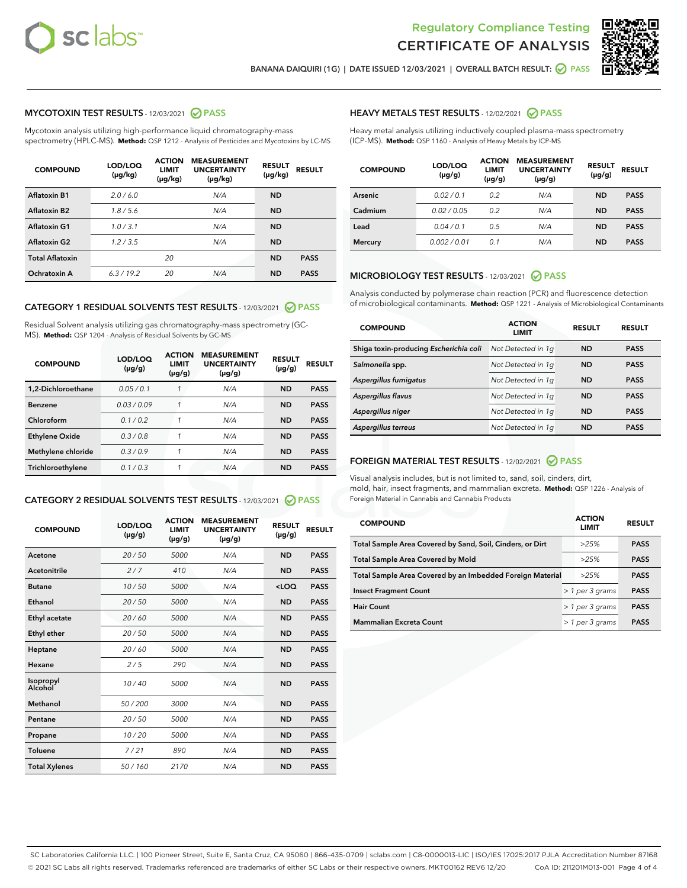Regulatory Compliance Testing

# CERTIFICATE OF ANALYSIS

BANANA DAIQUIRI (1G) | DATE ISSUED 12/03/2021 | OVERALL BATCH RESULT: PASS

## MYCOTOXIN TEST RESULTS - 12/03/2021 PASS

Mycotoxin analysis utilizing high-performance liquid chromatography-mass spectrometry (HPLC-MS). **Method:** QSP 1212 - Analysis of Pesticides and Mycotoxins by LC-MS

| COMPOUND | LOD/LOQ (µg/kg) | ACTION LIMIT (µg/kg) | MEASUREMENT UNCERTAINTY (µg/kg) | RESULT (µg/kg) | RESULT |
|---|---|---|---|---|---|
| Aflatoxin B1 | 2.0 / 6.0 | | N/A | ND | |
| Aflatoxin B2 | 1.8 / 5.6 | | N/A | ND | |
| Aflatoxin G1 | 1.0 / 3.1 | | N/A | ND | |
| Aflatoxin G2 | 1.2 / 3.5 | | N/A | ND | |
| Total Aflatoxin | | 20 | | ND | PASS |
| Ochratoxin A | 6.3 / 19.2 | 20 | N/A | ND | PASS |

## CATEGORY 1 RESIDUAL SOLVENTS TEST RESULTS - 12/03/2021 PASS

Residual Solvent analysis utilizing gas chromatography-mass spectrometry (GC-MS). **Method:** QSP 1204 - Analysis of Residual Solvents by GC-MS

| COMPOUND | LOD/LOQ (µg/g) | ACTION LIMIT (µg/g) | MEASUREMENT UNCERTAINTY (µg/g) | RESULT (µg/g) | RESULT |
|---|---|---|---|---|---|
| 1,2-Dichloroethane | 0.05 / 0.1 | 1 | N/A | ND | PASS |
| Benzene | 0.03 / 0.09 | 1 | N/A | ND | PASS |
| Chloroform | 0.1 / 0.2 | 1 | N/A | ND | PASS |
| Ethylene Oxide | 0.3 / 0.8 | 1 | N/A | ND | PASS |
| Methylene chloride | 0.3 / 0.9 | 1 | N/A | ND | PASS |
| Trichloroethylene | 0.1 / 0.3 | 1 | N/A | ND | PASS |

## CATEGORY 2 RESIDUAL SOLVENTS TEST RESULTS - 12/03/2021 PASS

| COMPOUND | LOD/LOQ (µg/g) | ACTION LIMIT (µg/g) | MEASUREMENT UNCERTAINTY (µg/g) | RESULT (µg/g) | RESULT |
|---|---|---|---|---|---|
| Acetone | 20 / 50 | 5000 | N/A | ND | PASS |
| Acetonitrile | 2 / 7 | 410 | N/A | ND | PASS |
| Butane | 10 / 50 | 5000 | N/A | <LOQ | PASS |
| Ethanol | 20 / 50 | 5000 | N/A | ND | PASS |
| Ethyl acetate | 20 / 60 | 5000 | N/A | ND | PASS |
| Ethyl ether | 20 / 50 | 5000 | N/A | ND | PASS |
| Heptane | 20 / 60 | 5000 | N/A | ND | PASS |
| Hexane | 2 / 5 | 290 | N/A | ND | PASS |
| Isopropyl Alcohol | 10 / 40 | 5000 | N/A | ND | PASS |
| Methanol | 50 / 200 | 3000 | N/A | ND | PASS |
| Pentane | 20 / 50 | 5000 | N/A | ND | PASS |
| Propane | 10 / 20 | 5000 | N/A | ND | PASS |
| Toluene | 7 / 21 | 890 | N/A | ND | PASS |
| Total Xylenes | 50 / 160 | 2170 | N/A | ND | PASS |

## HEAVY METALS TEST RESULTS - 12/02/2021 PASS

Heavy metal analysis utilizing inductively coupled plasma-mass spectrometry (ICP-MS). **Method:** QSP 1160 - Analysis of Heavy Metals by ICP-MS

| COMPOUND | LOD/LOQ (µg/g) | ACTION LIMIT (µg/g) | MEASUREMENT UNCERTAINTY (µg/g) | RESULT (µg/g) | RESULT |
|---|---|---|---|---|---|
| Arsenic | 0.02 / 0.1 | 0.2 | N/A | ND | PASS |
| Cadmium | 0.02 / 0.05 | 0.2 | N/A | ND | PASS |
| Lead | 0.04 / 0.1 | 0.5 | N/A | ND | PASS |
| Mercury | 0.002 / 0.01 | 0.1 | N/A | ND | PASS |

## MICROBIOLOGY TEST RESULTS - 12/03/2021 PASS

Analysis conducted by polymerase chain reaction (PCR) and fluorescence detection of microbiological contaminants. **Method:** QSP 1221 - Analysis of Microbiological Contaminants

| COMPOUND | ACTION LIMIT | RESULT | RESULT |
|---|---|---|---|
| Shiga toxin-producing *Escherichia coli* | Not Detected in 1g | ND | PASS |
| *Salmonella* spp. | Not Detected in 1g | ND | PASS |
| *Aspergillus fumigatus* | Not Detected in 1g | ND | PASS |
| *Aspergillus flavus* | Not Detected in 1g | ND | PASS |
| *Aspergillus niger* | Not Detected in 1g | ND | PASS |
| *Aspergillus terreus* | Not Detected in 1g | ND | PASS |

## FOREIGN MATERIAL TEST RESULTS - 12/02/2021 PASS

Visual analysis includes, but is not limited to, sand, soil, cinders, dirt, mold, hair, insect fragments, and mammalian excreta. **Method:** QSP 1226 - Analysis of Foreign Material in Cannabis and Cannabis Products

| COMPOUND | ACTION LIMIT | RESULT |
|---|---|---|
| Total Sample Area Covered by Sand, Soil, Cinders, or Dirt | >25% | PASS |
| Total Sample Area Covered by Mold | >25% | PASS |
| Total Sample Area Covered by an Imbedded Foreign Material | >25% | PASS |
| Insect Fragment Count | > 1 per 3 grams | PASS |
| Hair Count | > 1 per 3 grams | PASS |
| Mammalian Excreta Count | > 1 per 3 grams | PASS |

SC Laboratories California LLC. | 100 Pioneer Street, Suite E, Santa Cruz, CA 95060 | 866-435-0709 | sclabs.com | C8-0000013-LIC | ISO/IES 17025:2017 PJLA Accreditation Number 87168
© 2021 SC Labs all rights reserved. Trademarks referenced are trademarks of either SC Labs or their respective owners. MKT00162 REV6 12/20 CoA ID: 211201M013-001